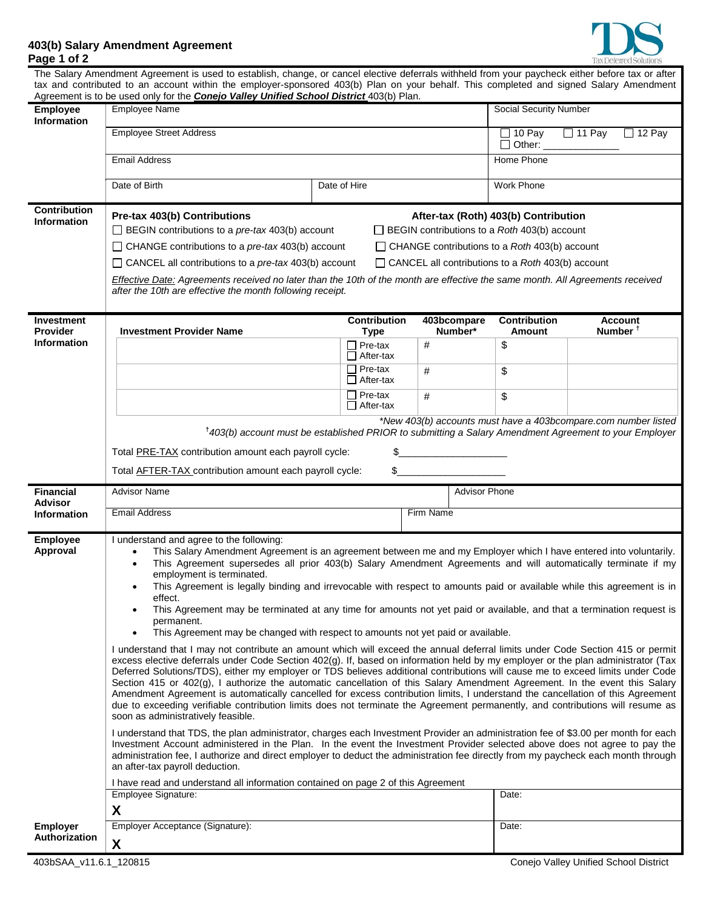# 403(b) Salary Amendment Agreement

The Salary Amendment Agreement is used to establish, change, or cancel elective deferrals withheld from your paycheck either before tax or after tax and contributed to an account within the employer-sponsored 403(b) Plan on your behalf. This completed and signed Salary Amendment Agreement is to be used only for the ***Conejo Valley Unified School District*** 403(b) Plan.

## Employee Information

| Employee Name | | Social Security Number |
|---|---|---|
| Employee Street Address | | ☐ 10 Pay ☐ 11 Pay ☐ 12 Pay ☐ Other: ______________ |
| Email Address | | Home Phone |
| Date of Birth | Date of Hire | Work Phone |

## Contribution Information

**Pre-tax 403(b) Contributions**

- ☐ BEGIN contributions to a *pre-tax* 403(b) account
- ☐ CHANGE contributions to a *pre-tax* 403(b) account
- ☐ CANCEL all contributions to a *pre-tax* 403(b) account

**After-tax (Roth) 403(b) Contribution**

- ☐ BEGIN contributions to a *Roth* 403(b) account
- ☐ CHANGE contributions to a *Roth* 403(b) account
- ☐ CANCEL all contributions to a *Roth* 403(b) account

*Effective Date: Agreements received no later than the 10th of the month are effective the same month. All Agreements received after the 10th are effective the month following receipt.*

## Investment Provider Information

| Investment Provider Name | Contribution Type | 403bcompare Number* | Contribution Amount | Account Number † |
|---|---|---|---|---|
| | ☐ Pre-tax ☐ After-tax | # | $ | |
| | ☐ Pre-tax ☐ After-tax | # | $ | |
| | ☐ Pre-tax ☐ After-tax | # | $ | |

*\*New 403(b) accounts must have a 403bcompare.com number listed*

*†403(b) account must be established PRIOR to submitting a Salary Amendment Agreement to your Employer*

Total PRE-TAX contribution amount each payroll cycle: $____________________

Total AFTER-TAX contribution amount each payroll cycle: $____________________

## Financial Advisor Information

| Advisor Name | | Advisor Phone |
|---|---|---|
| Email Address | Firm Name | |

## Employee Approval

I understand and agree to the following:

- This Salary Amendment Agreement is an agreement between me and my Employer which I have entered into voluntarily.
- This Agreement supersedes all prior 403(b) Salary Amendment Agreements and will automatically terminate if my employment is terminated.
- This Agreement is legally binding and irrevocable with respect to amounts paid or available while this agreement is in effect.
- This Agreement may be terminated at any time for amounts not yet paid or available, and that a termination request is permanent.
- This Agreement may be changed with respect to amounts not yet paid or available.

I understand that I may not contribute an amount which will exceed the annual deferral limits under Code Section 415 or permit excess elective deferrals under Code Section 402(g). If, based on information held by my employer or the plan administrator (Tax Deferred Solutions/TDS), either my employer or TDS believes additional contributions will cause me to exceed limits under Code Section 415 or 402(g), I authorize the automatic cancellation of this Salary Amendment Agreement. In the event this Salary Amendment Agreement is automatically cancelled for excess contribution limits, I understand the cancellation of this Agreement due to exceeding verifiable contribution limits does not terminate the Agreement permanently, and contributions will resume as soon as administratively feasible.

I understand that TDS, the plan administrator, charges each Investment Provider an administration fee of $3.00 per month for each Investment Account administered in the Plan. In the event the Investment Provider selected above does not agree to pay the administration fee, I authorize and direct employer to deduct the administration fee directly from my paycheck each month through an after-tax payroll deduction.

I have read and understand all information contained on page 2 of this Agreement

| Employee Signature: **X** | Date: |
|---|---|

## Employer Authorization

| Employer Acceptance (Signature): **X** | Date: |
|---|---|

403bSAA_v11.6.1_120815 — Conejo Valley Unified School District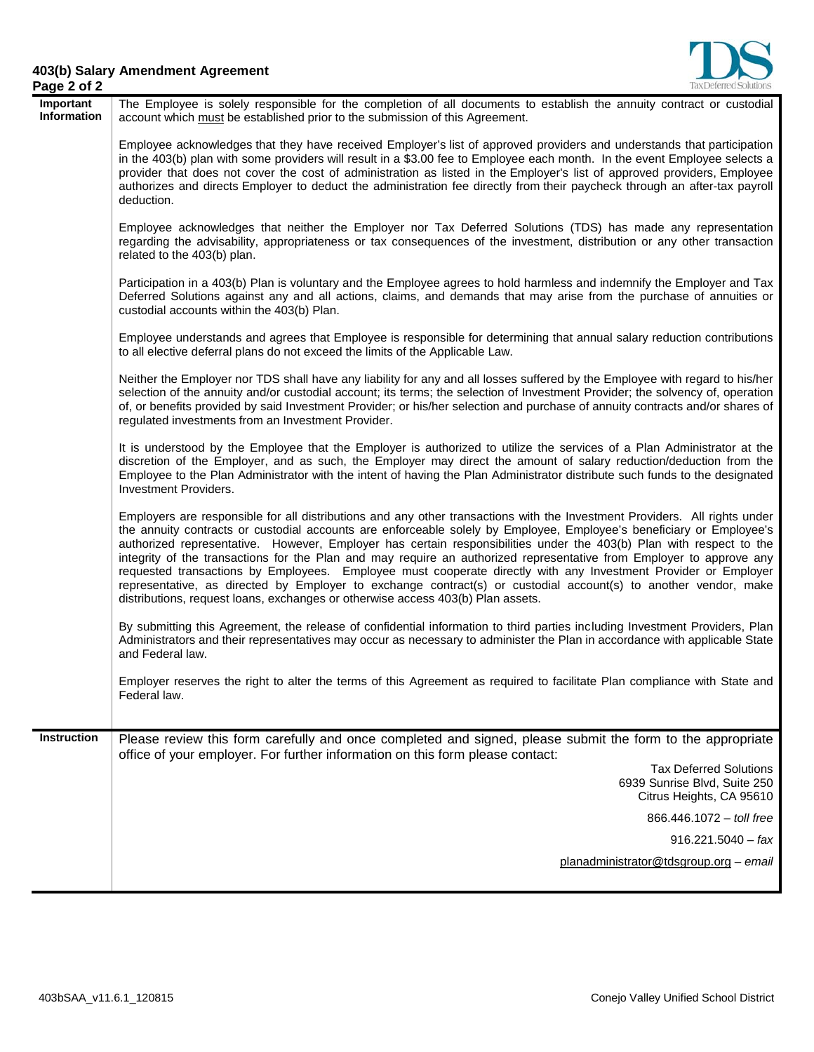**Important Information**

The Employee is solely responsible for the completion of all documents to establish the annuity contract or custodial account which must be established prior to the submission of this Agreement.

Employee acknowledges that they have received Employer's list of approved providers and understands that participation in the 403(b) plan with some providers will result in a $3.00 fee to Employee each month. In the event Employee selects a provider that does not cover the cost of administration as listed in the Employer's list of approved providers, Employee authorizes and directs Employer to deduct the administration fee directly from their paycheck through an after-tax payroll deduction.

Employee acknowledges that neither the Employer nor Tax Deferred Solutions (TDS) has made any representation regarding the advisability, appropriateness or tax consequences of the investment, distribution or any other transaction related to the 403(b) plan.

Participation in a 403(b) Plan is voluntary and the Employee agrees to hold harmless and indemnify the Employer and Tax Deferred Solutions against any and all actions, claims, and demands that may arise from the purchase of annuities or custodial accounts within the 403(b) Plan.

Employee understands and agrees that Employee is responsible for determining that annual salary reduction contributions to all elective deferral plans do not exceed the limits of the Applicable Law.

Neither the Employer nor TDS shall have any liability for any and all losses suffered by the Employee with regard to his/her selection of the annuity and/or custodial account; its terms; the selection of Investment Provider; the solvency of, operation of, or benefits provided by said Investment Provider; or his/her selection and purchase of annuity contracts and/or shares of regulated investments from an Investment Provider.

It is understood by the Employee that the Employer is authorized to utilize the services of a Plan Administrator at the discretion of the Employer, and as such, the Employer may direct the amount of salary reduction/deduction from the Employee to the Plan Administrator with the intent of having the Plan Administrator distribute such funds to the designated Investment Providers.

Employers are responsible for all distributions and any other transactions with the Investment Providers. All rights under the annuity contracts or custodial accounts are enforceable solely by Employee, Employee's beneficiary or Employee's authorized representative. However, Employer has certain responsibilities under the 403(b) Plan with respect to the integrity of the transactions for the Plan and may require an authorized representative from Employer to approve any requested transactions by Employees. Employee must cooperate directly with any Investment Provider or Employer representative, as directed by Employer to exchange contract(s) or custodial account(s) to another vendor, make distributions, request loans, exchanges or otherwise access 403(b) Plan assets.

By submitting this Agreement, the release of confidential information to third parties including Investment Providers, Plan Administrators and their representatives may occur as necessary to administer the Plan in accordance with applicable State and Federal law.

Employer reserves the right to alter the terms of this Agreement as required to facilitate Plan compliance with State and Federal law.

**Instruction**

Please review this form carefully and once completed and signed, please submit the form to the appropriate office of your employer. For further information on this form please contact:

Tax Deferred Solutions
6939 Sunrise Blvd, Suite 250
Citrus Heights, CA 95610

866.446.1072 – *toll free*

916.221.5040 – *fax*

planadministrator@tdsgroup.org – *email*

403bSAA_v11.6.1_120815

Conejo Valley Unified School District